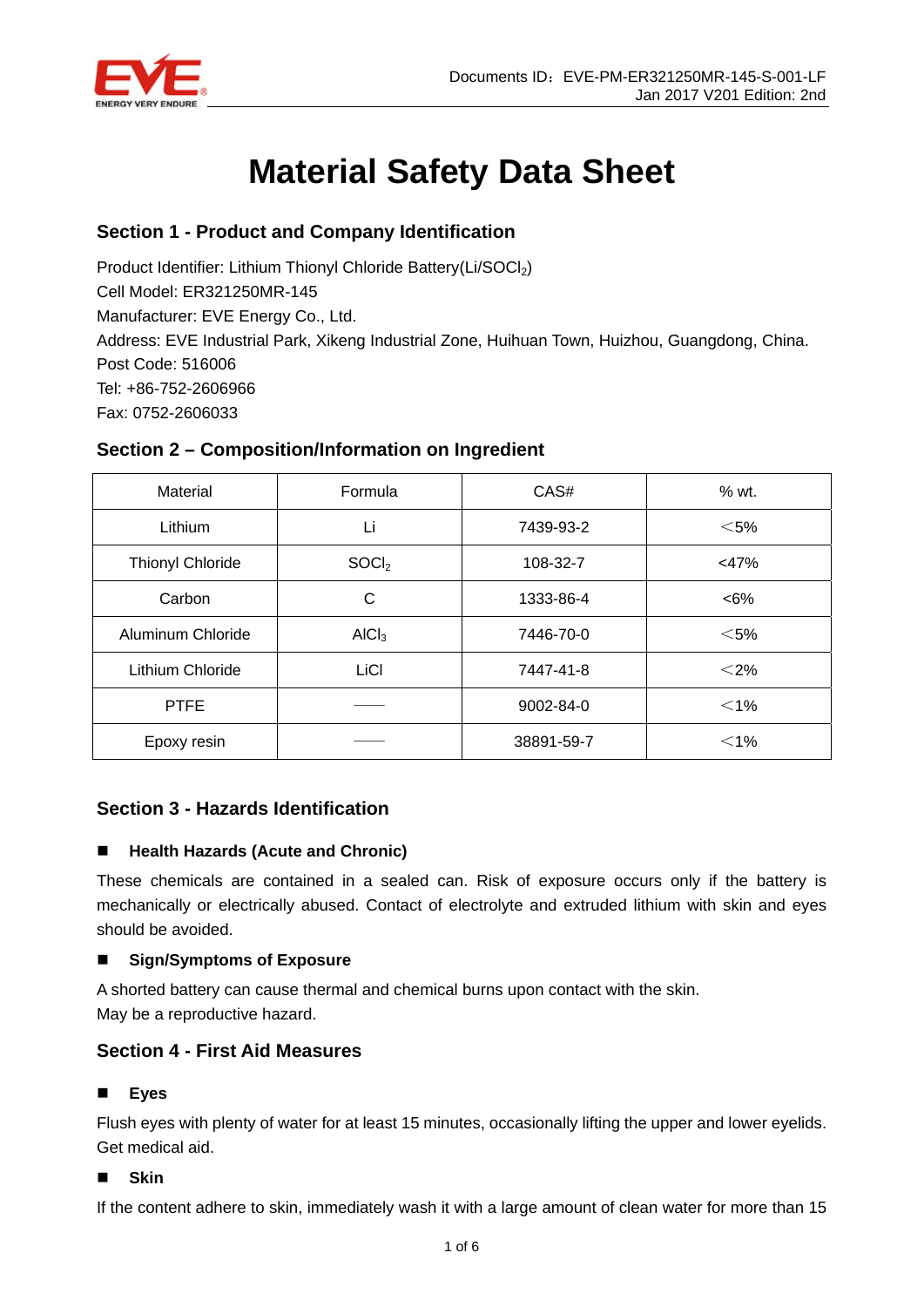# Material Safety Data Sheet

## Section 1 - Product and Company Identification

Product Identifier: Lithium Thionyl Chloride Battery(Li/$SOCl_2$)
Cell Model: ER321250MR-145
Manufacturer: EVE Energy Co., Ltd.
Address: EVE Industrial Park, Xikeng Industrial Zone, Huihuan Town, Huizhou, Guangdong, China.
Post Code: 516006
Tel: +86-752-2606966
Fax: 0752-2606033

## Section 2 – Composition/Information on Ingredient

| Material | Formula | CAS# | % wt. |
|---|---|---|---|
| Lithium | Li | 7439-93-2 | ＜5% |
| Thionyl Chloride | $SOCl_2$ | 108-32-7 | <47% |
| Carbon | C | 1333-86-4 | <6% |
| Aluminum Chloride | $AlCl_3$ | 7446-70-0 | ＜5% |
| Lithium Chloride | LiCl | 7447-41-8 | ＜2% |
| PTFE | —— | 9002-84-0 | ＜1% |
| Epoxy resin | —— | 38891-59-7 | ＜1% |

## Section 3 - Hazards Identification

### Health Hazards (Acute and Chronic)

These chemicals are contained in a sealed can. Risk of exposure occurs only if the battery is mechanically or electrically abused. Contact of electrolyte and extruded lithium with skin and eyes should be avoided.

### Sign/Symptoms of Exposure

A shorted battery can cause thermal and chemical burns upon contact with the skin.
May be a reproductive hazard.

## Section 4 - First Aid Measures

### Eyes

Flush eyes with plenty of water for at least 15 minutes, occasionally lifting the upper and lower eyelids. Get medical aid.

### Skin

If the content adhere to skin, immediately wash it with a large amount of clean water for more than 15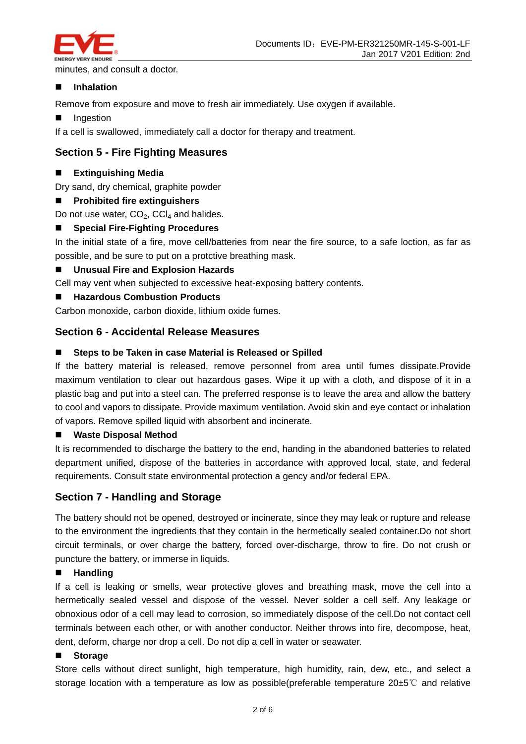minutes, and consult a doctor.

- **Inhalation**

Remove from exposure and move to fresh air immediately. Use oxygen if available.

- Ingestion

If a cell is swallowed, immediately call a doctor for therapy and treatment.

## Section 5 - Fire Fighting Measures

- **Extinguishing Media**

Dry sand, dry chemical, graphite powder

- **Prohibited fire extinguishers**

Do not use water, $CO_2$, $CCl_4$ and halides.

- **Special Fire-Fighting Procedures**

In the initial state of a fire, move cell/batteries from near the fire source, to a safe loction, as far as possible, and be sure to put on a protctive breathing mask.

- **Unusual Fire and Explosion Hazards**

Cell may vent when subjected to excessive heat-exposing battery contents.

- **Hazardous Combustion Products**

Carbon monoxide, carbon dioxide, lithium oxide fumes.

## Section 6 - Accidental Release Measures

- **Steps to be Taken in case Material is Released or Spilled**

If the battery material is released, remove personnel from area until fumes dissipate.Provide maximum ventilation to clear out hazardous gases. Wipe it up with a cloth, and dispose of it in a plastic bag and put into a steel can. The preferred response is to leave the area and allow the battery to cool and vapors to dissipate. Provide maximum ventilation. Avoid skin and eye contact or inhalation of vapors. Remove spilled liquid with absorbent and incinerate.

- **Waste Disposal Method**

It is recommended to discharge the battery to the end, handing in the abandoned batteries to related department unified, dispose of the batteries in accordance with approved local, state, and federal requirements. Consult state environmental protection a gency and/or federal EPA.

## Section 7 - Handling and Storage

The battery should not be opened, destroyed or incinerate, since they may leak or rupture and release to the environment the ingredients that they contain in the hermetically sealed container.Do not short circuit terminals, or over charge the battery, forced over-discharge, throw to fire. Do not crush or puncture the battery, or immerse in liquids.

- **Handling**

If a cell is leaking or smells, wear protective gloves and breathing mask, move the cell into a hermetically sealed vessel and dispose of the vessel. Never solder a cell self. Any leakage or obnoxious odor of a cell may lead to corrosion, so immediately dispose of the cell.Do not contact cell terminals between each other, or with another conductor. Neither throws into fire, decompose, heat, dent, deform, charge nor drop a cell. Do not dip a cell in water or seawater.

- **Storage**

Store cells without direct sunlight, high temperature, high humidity, rain, dew, etc., and select a storage location with a temperature as low as possible(preferable temperature 20±5℃ and relative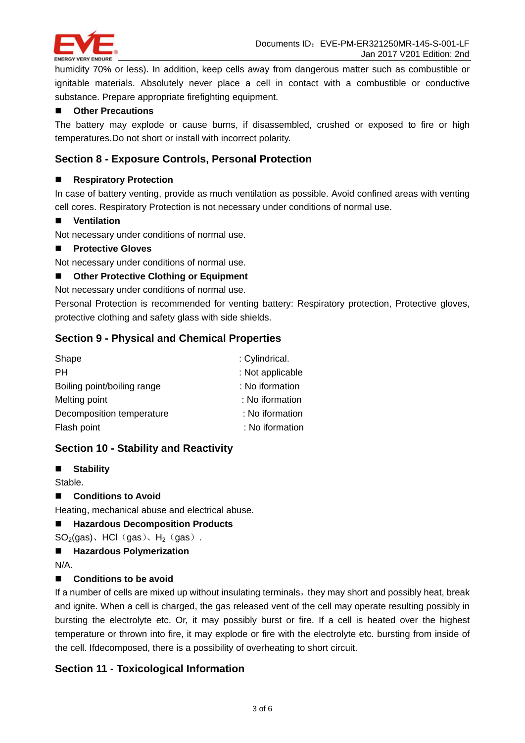humidity 70% or less). In addition, keep cells away from dangerous matter such as combustible or ignitable materials. Absolutely never place a cell in contact with a combustible or conductive substance. Prepare appropriate firefighting equipment.

- **Other Precautions**

The battery may explode or cause burns, if disassembled, crushed or exposed to fire or high temperatures.Do not short or install with incorrect polarity.

## Section 8 - Exposure Controls, Personal Protection

- **Respiratory Protection**

In case of battery venting, provide as much ventilation as possible. Avoid confined areas with venting cell cores. Respiratory Protection is not necessary under conditions of normal use.

- **Ventilation**

Not necessary under conditions of normal use.

- **Protective Gloves**

Not necessary under conditions of normal use.

- **Other Protective Clothing or Equipment**

Not necessary under conditions of normal use.

Personal Protection is recommended for venting battery: Respiratory protection, Protective gloves, protective clothing and safety glass with side shields.

## Section 9 - Physical and Chemical Properties

| | |
|---|---|
| Shape | : Cylindrical. |
| PH | : Not applicable |
| Boiling point/boiling range | : No iformation |
| Melting point | : No iformation |
| Decomposition temperature | : No iformation |
| Flash point | : No iformation |

## Section 10 - Stability and Reactivity

- **Stability**

Stable.

- **Conditions to Avoid**

Heating, mechanical abuse and electrical abuse.

- **Hazardous Decomposition Products**

$SO_2$(gas)、HCl（gas）、$H_2$（gas）.

- **Hazardous Polymerization**

N/A.

- **Conditions to be avoid**

If a number of cells are mixed up without insulating terminals，they may short and possibly heat, break and ignite. When a cell is charged, the gas released vent of the cell may operate resulting possibly in bursting the electrolyte etc. Or, it may possibly burst or fire. If a cell is heated over the highest temperature or thrown into fire, it may explode or fire with the electrolyte etc. bursting from inside of the cell. Ifdecomposed, there is a possibility of overheating to short circuit.

## Section 11 - Toxicological Information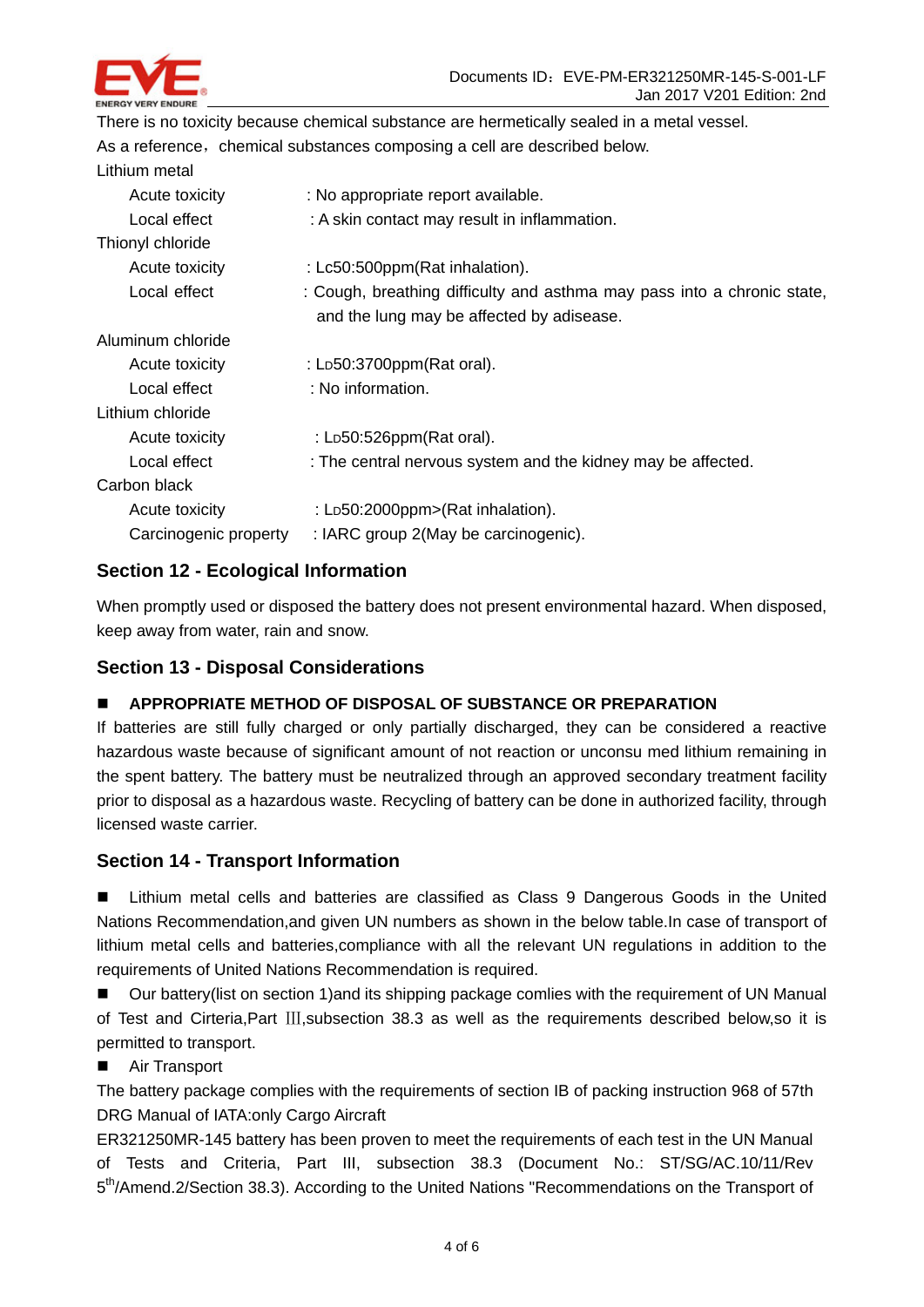There is no toxicity because chemical substance are hermetically sealed in a metal vessel.

As a reference，chemical substances composing a cell are described below.

Lithium metal

| | |
|---|---|
| Acute toxicity | : No appropriate report available. |
| Local effect | : A skin contact may result in inflammation. |

Thionyl chloride

| | |
|---|---|
| Acute toxicity | : Lc50:500ppm(Rat inhalation). |
| Local effect | : Cough, breathing difficulty and asthma may pass into a chronic state, and the lung may be affected by adisease. |

Aluminum chloride

| | |
|---|---|
| Acute toxicity | : LD50:3700ppm(Rat oral). |
| Local effect | : No information. |

Lithium chloride

| | |
|---|---|
| Acute toxicity | : LD50:526ppm(Rat oral). |
| Local effect | : The central nervous system and the kidney may be affected. |

Carbon black

| | |
|---|---|
| Acute toxicity | : LD50:2000ppm>(Rat inhalation). |
| Carcinogenic property | : IARC group 2(May be carcinogenic). |

## Section 12 - Ecological Information

When promptly used or disposed the battery does not present environmental hazard. When disposed, keep away from water, rain and snow.

## Section 13 - Disposal Considerations

■ **APPROPRIATE METHOD OF DISPOSAL OF SUBSTANCE OR PREPARATION**

If batteries are still fully charged or only partially discharged, they can be considered a reactive hazardous waste because of significant amount of not reaction or unconsu med lithium remaining in the spent battery. The battery must be neutralized through an approved secondary treatment facility prior to disposal as a hazardous waste. Recycling of battery can be done in authorized facility, through licensed waste carrier.

## Section 14 - Transport Information

■ Lithium metal cells and batteries are classified as Class 9 Dangerous Goods in the United Nations Recommendation,and given UN numbers as shown in the below table.In case of transport of lithium metal cells and batteries,compliance with all the relevant UN regulations in addition to the requirements of United Nations Recommendation is required.

■ Our battery(list on section 1)and its shipping package comlies with the requirement of UN Manual of Test and Cirteria,Part Ⅲ,subsection 38.3 as well as the requirements described below,so it is permitted to transport.

■ Air Transport

The battery package complies with the requirements of section IB of packing instruction 968 of 57th DRG Manual of IATA:only Cargo Aircraft

ER321250MR-145 battery has been proven to meet the requirements of each test in the UN Manual of Tests and Criteria, Part III, subsection 38.3 (Document No.: ST/SG/AC.10/11/Rev 5th/Amend.2/Section 38.3). According to the United Nations "Recommendations on the Transport of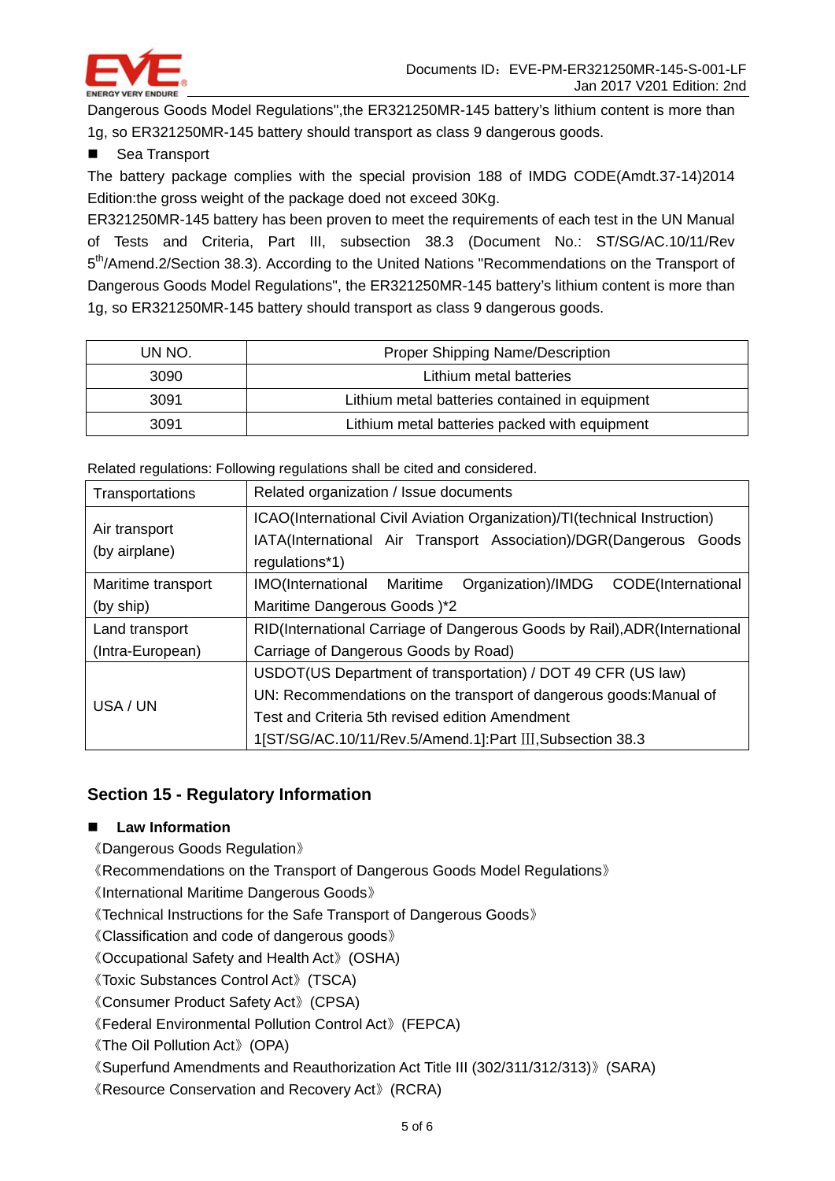Dangerous Goods Model Regulations",the ER321250MR-145 battery's lithium content is more than 1g, so ER321250MR-145 battery should transport as class 9 dangerous goods.

- Sea Transport

The battery package complies with the special provision 188 of IMDG CODE(Amdt.37-14)2014 Edition:the gross weight of the package doed not exceed 30Kg.

ER321250MR-145 battery has been proven to meet the requirements of each test in the UN Manual of Tests and Criteria, Part III, subsection 38.3 (Document No.: ST/SG/AC.10/11/Rev 5th/Amend.2/Section 38.3). According to the United Nations "Recommendations on the Transport of Dangerous Goods Model Regulations", the ER321250MR-145 battery's lithium content is more than 1g, so ER321250MR-145 battery should transport as class 9 dangerous goods.

| UN NO. | Proper Shipping Name/Description |
|---|---|
| 3090 | Lithium metal batteries |
| 3091 | Lithium metal batteries contained in equipment |
| 3091 | Lithium metal batteries packed with equipment |

Related regulations: Following regulations shall be cited and considered.

| Transportations | Related organization / Issue documents |
|---|---|
| Air transport (by airplane) | ICAO(International Civil Aviation Organization)/TI(technical Instruction) IATA(International Air Transport Association)/DGR(Dangerous Goods regulations*1) |
| Maritime transport (by ship) | IMO(International Maritime Organization)/IMDG CODE(International Maritime Dangerous Goods )*2 |
| Land transport (Intra-European) | RID(International Carriage of Dangerous Goods by Rail),ADR(International Carriage of Dangerous Goods by Road) |
| USA / UN | USDOT(US Department of transportation) / DOT 49 CFR (US law) UN: Recommendations on the transport of dangerous goods:Manual of Test and Criteria 5th revised edition Amendment 1[ST/SG/AC.10/11/Rev.5/Amend.1]:Part Ⅲ,Subsection 38.3 |

## Section 15 - Regulatory Information

- **Law Information**

《Dangerous Goods Regulation》
《Recommendations on the Transport of Dangerous Goods Model Regulations》
《International Maritime Dangerous Goods》
《Technical Instructions for the Safe Transport of Dangerous Goods》
《Classification and code of dangerous goods》
《Occupational Safety and Health Act》(OSHA)
《Toxic Substances Control Act》(TSCA)
《Consumer Product Safety Act》(CPSA)
《Federal Environmental Pollution Control Act》(FEPCA)
《The Oil Pollution Act》(OPA)
《Superfund Amendments and Reauthorization Act Title III (302/311/312/313)》(SARA)
《Resource Conservation and Recovery Act》(RCRA)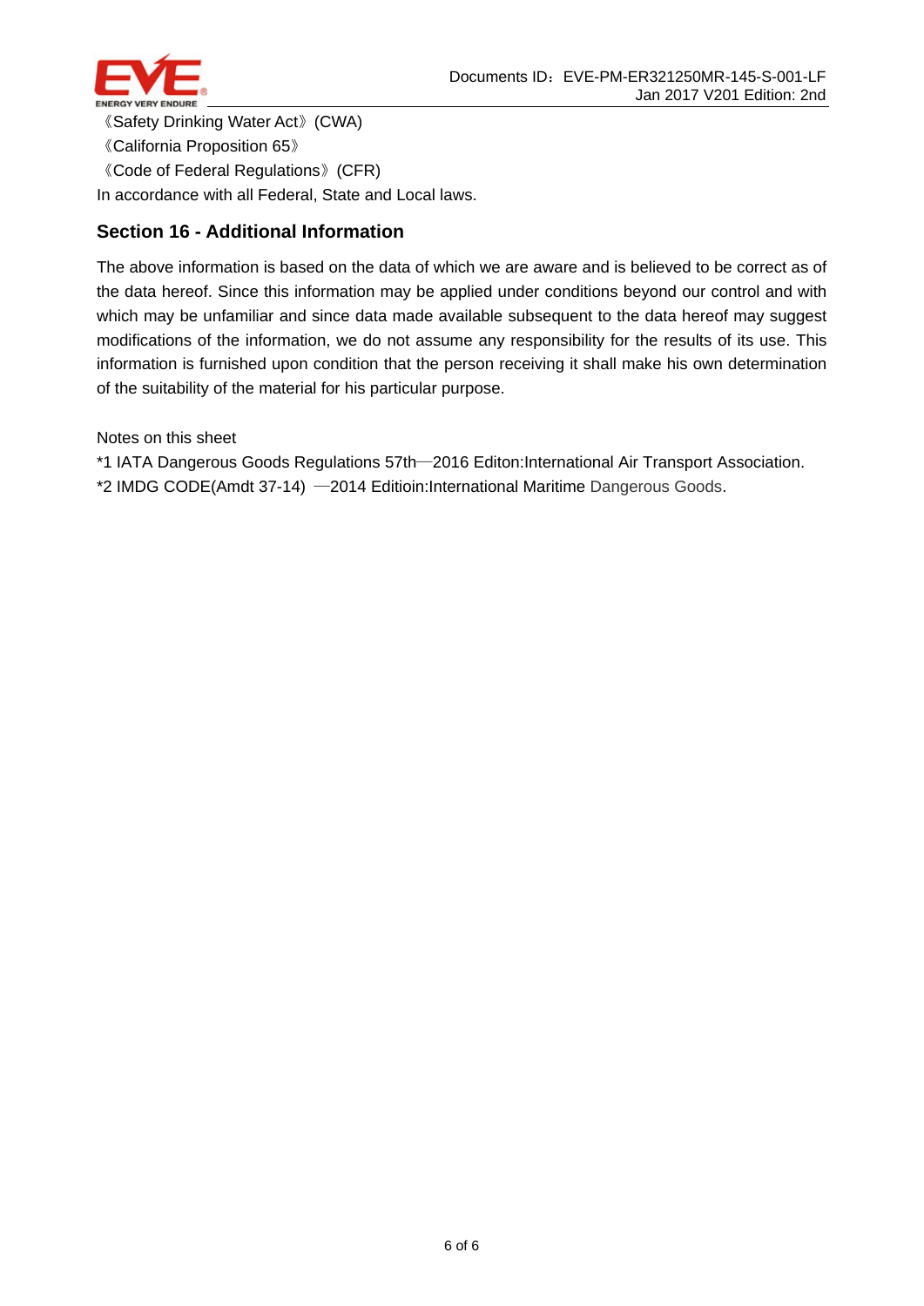《Safety Drinking Water Act》(CWA)

《California Proposition 65》

《Code of Federal Regulations》(CFR)

In accordance with all Federal, State and Local laws.

## Section 16 - Additional Information

The above information is based on the data of which we are aware and is believed to be correct as of the data hereof. Since this information may be applied under conditions beyond our control and with which may be unfamiliar and since data made available subsequent to the data hereof may suggest modifications of the information, we do not assume any responsibility for the results of its use. This information is furnished upon condition that the person receiving it shall make his own determination of the suitability of the material for his particular purpose.

Notes on this sheet

*1 IATA Dangerous Goods Regulations 57th—2016 Editon:International Air Transport Association.

*2 IMDG CODE(Amdt 37-14) —2014 Editioin:International Maritime Dangerous Goods.